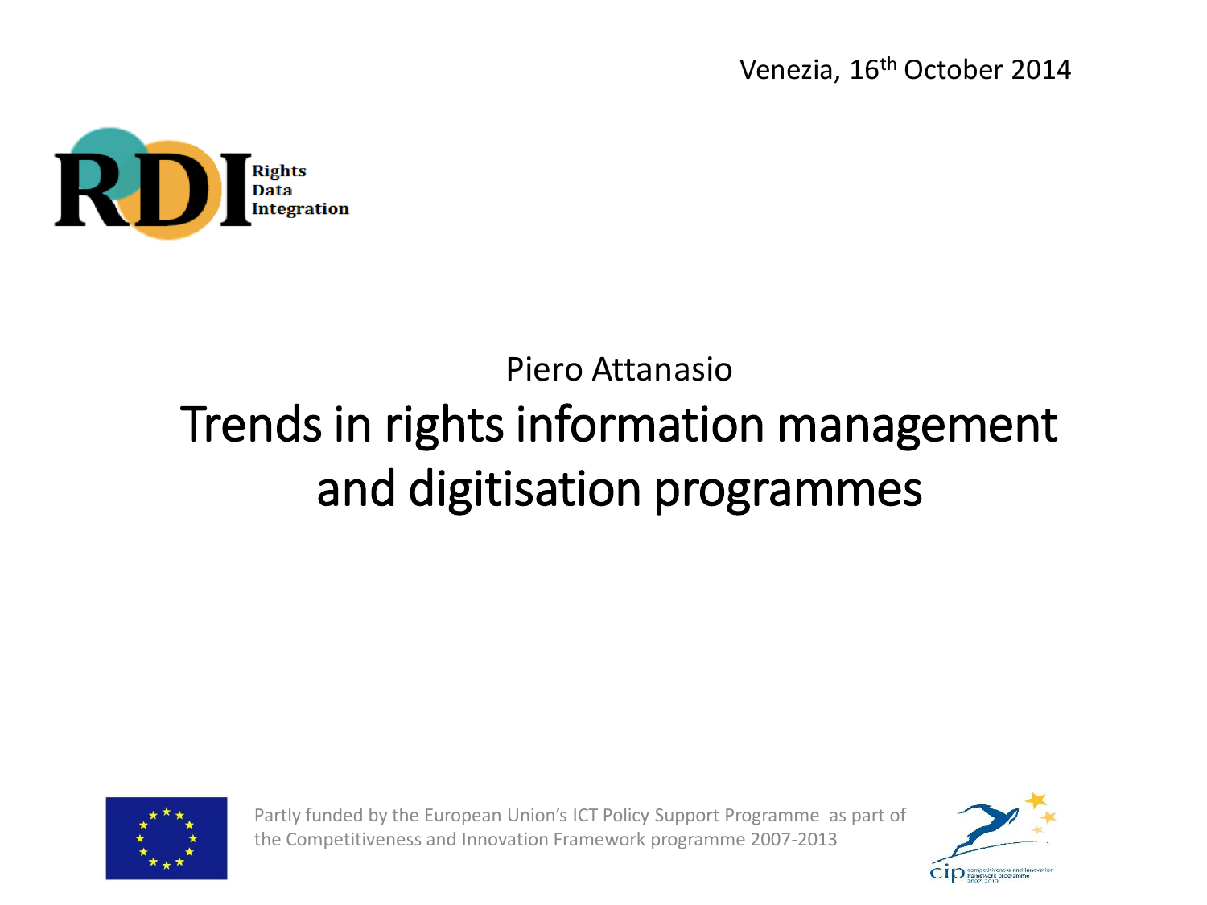Venezia, 16th October 2014

Rights
Data
Integration

Piero Attanasio

# Trends in rights information management and digitisation programmes

Partly funded by the European Union's ICT Policy Support Programme as part of the Competitiveness and Innovation Framework programme 2007-2013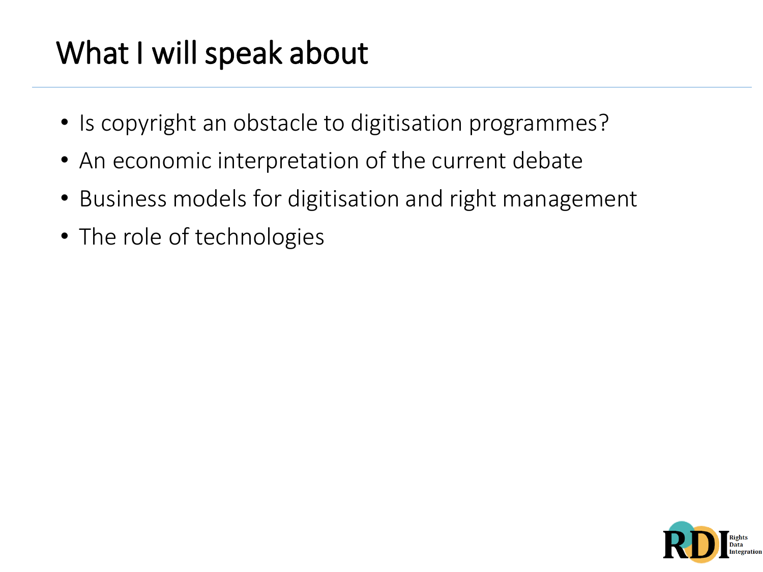# What I will speak about

- Is copyright an obstacle to digitisation programmes?
- An economic interpretation of the current debate
- Business models for digitisation and right management
- The role of technologies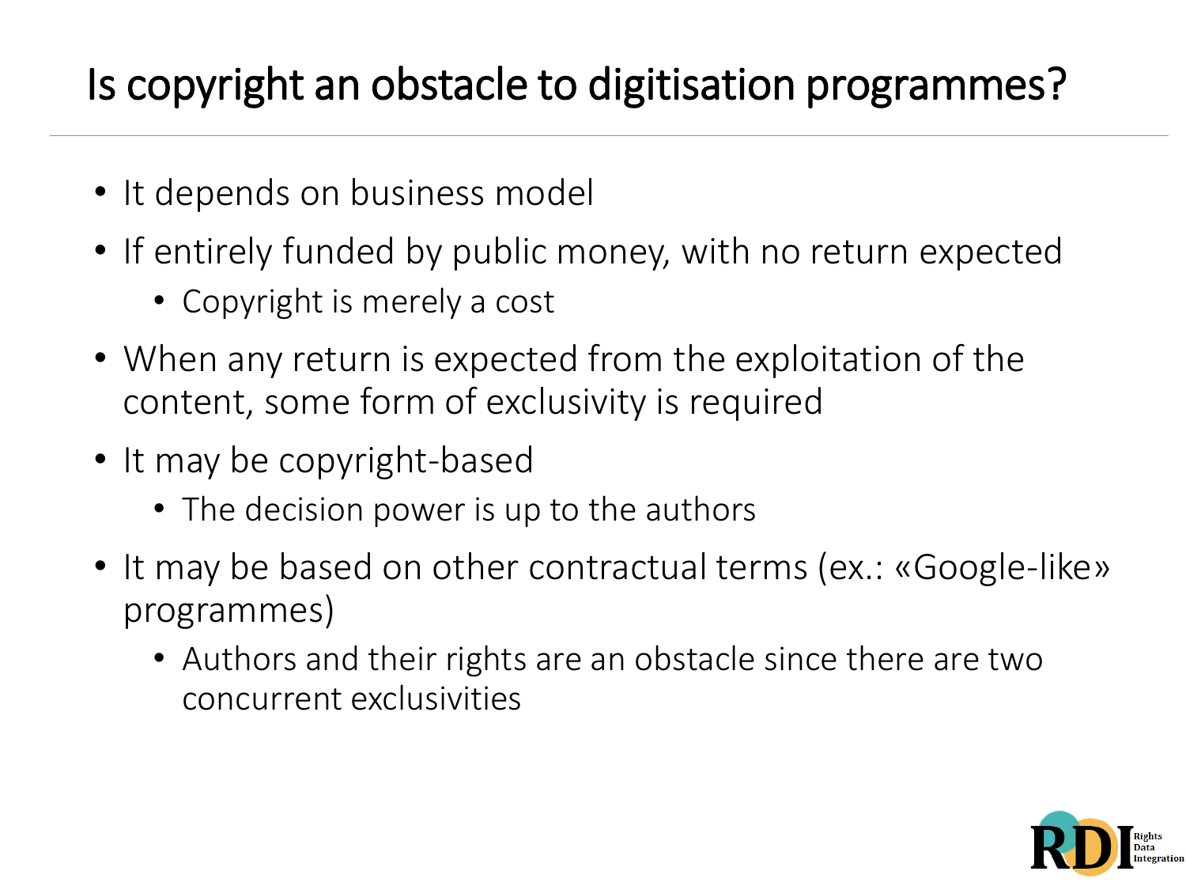# Is copyright an obstacle to digitisation programmes?

- It depends on business model
- If entirely funded by public money, with no return expected
  - Copyright is merely a cost
- When any return is expected from the exploitation of the content, some form of exclusivity is required
- It may be copyright-based
  - The decision power is up to the authors
- It may be based on other contractual terms (ex.: «Google-like» programmes)
  - Authors and their rights are an obstacle since there are two concurrent exclusivities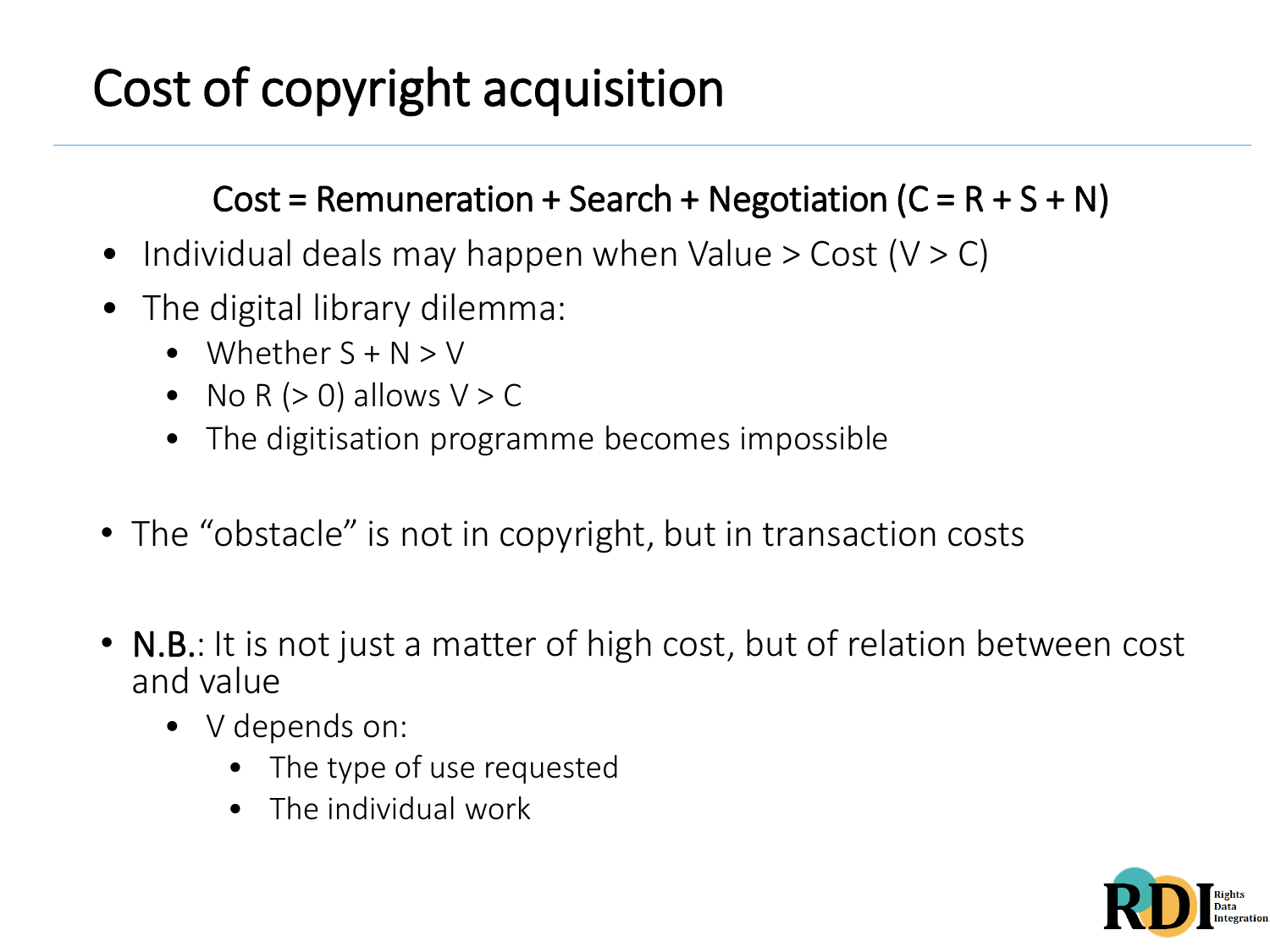# Cost of copyright acquisition

**Cost = Remuneration + Search + Negotiation ($C = R + S + N$)**

- Individual deals may happen when Value > Cost ($V > C$)
- The digital library dilemma:
  - Whether $S + N > V$
  - No R ($> 0$) allows $V > C$
  - The digitisation programme becomes impossible

- The "obstacle" is not in copyright, but in transaction costs

- **N.B.**: It is not just a matter of high cost, but of relation between cost and value
  - V depends on:
    - The type of use requested
    - The individual work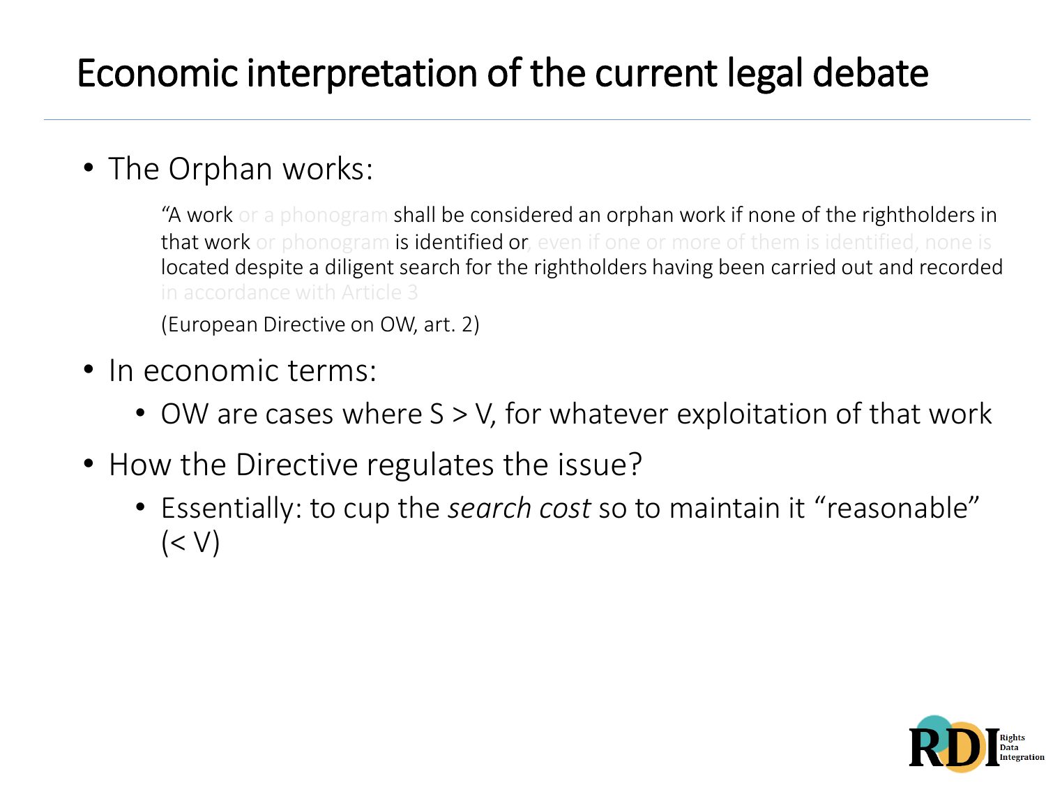# Economic interpretation of the current legal debate

- The Orphan works:

  > "A work or a phonogram shall be considered an orphan work if none of the rightholders in that work or phonogram is identified or, even if one or more of them is identified, none is located despite a diligent search for the rightholders having been carried out and recorded in accordance with Article 3
  >
  > (European Directive on OW, art. 2)

- In economic terms:
  - OW are cases where $S > V$, for whatever exploitation of that work
- How the Directive regulates the issue?
  - Essentially: to cup the *search cost* so to maintain it "reasonable" ($< V$)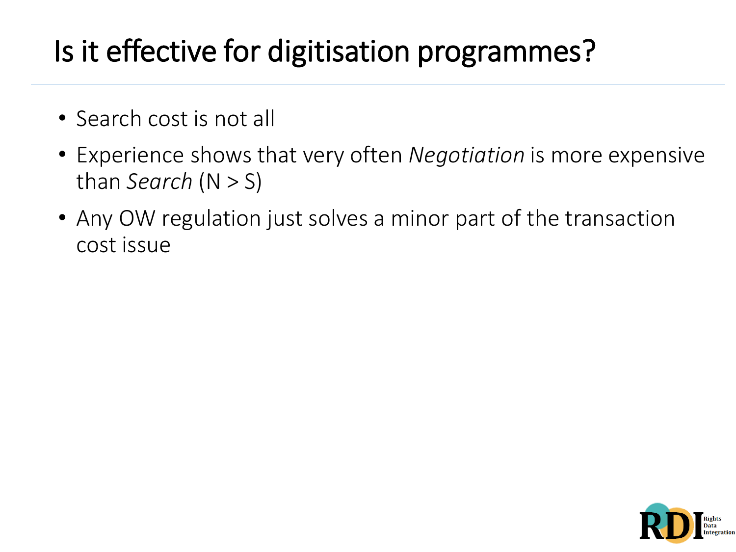# Is it effective for digitisation programmes?

- Search cost is not all
- Experience shows that very often *Negotiation* is more expensive than *Search* (N > S)
- Any OW regulation just solves a minor part of the transaction cost issue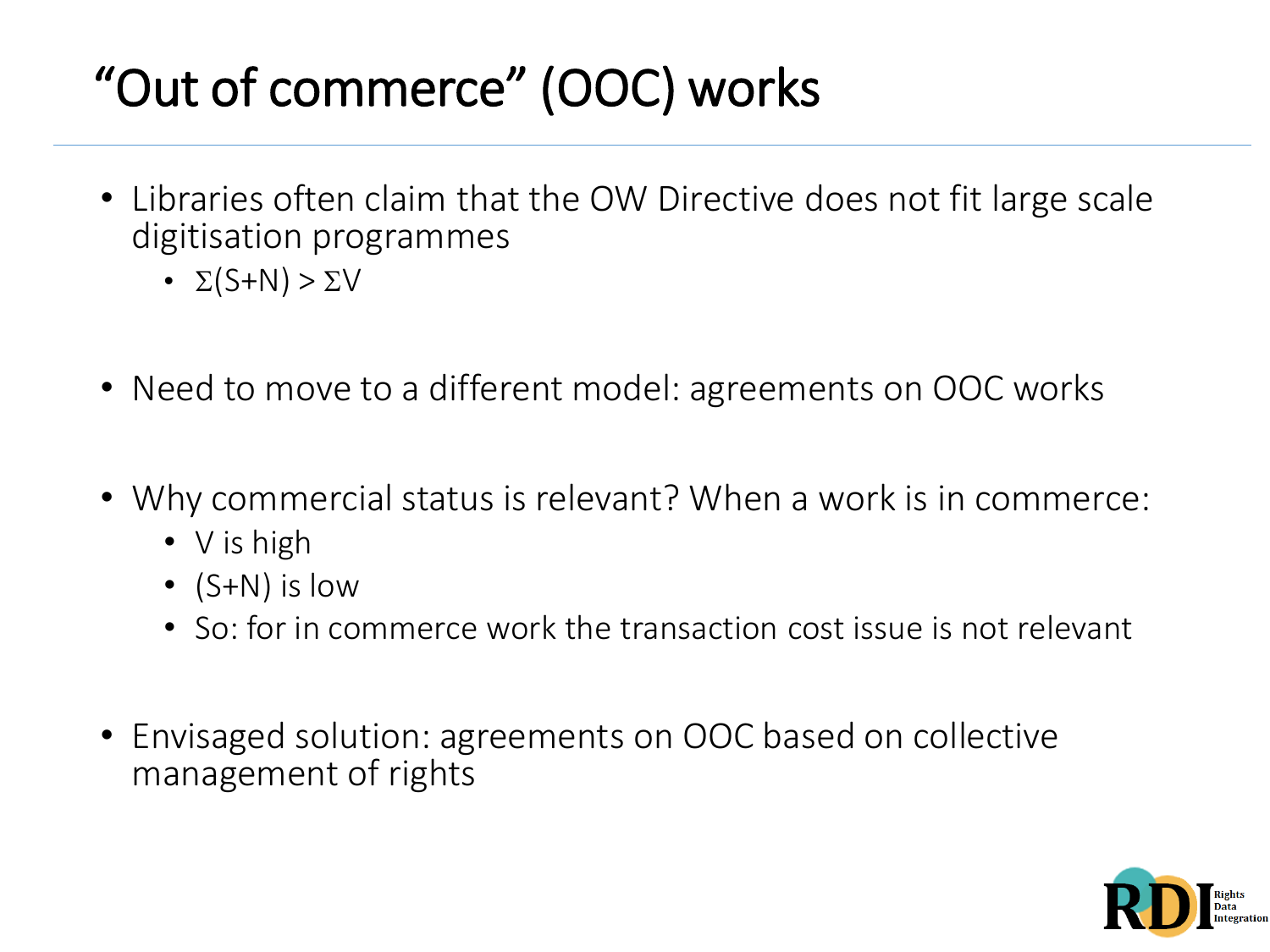# "Out of commerce" (OOC) works

- Libraries often claim that the OW Directive does not fit large scale digitisation programmes
  - $\Sigma(S+N) > \Sigma V$
- Need to move to a different model: agreements on OOC works
- Why commercial status is relevant? When a work is in commerce:
  - V is high
  - (S+N) is low
  - So: for in commerce work the transaction cost issue is not relevant
- Envisaged solution: agreements on OOC based on collective management of rights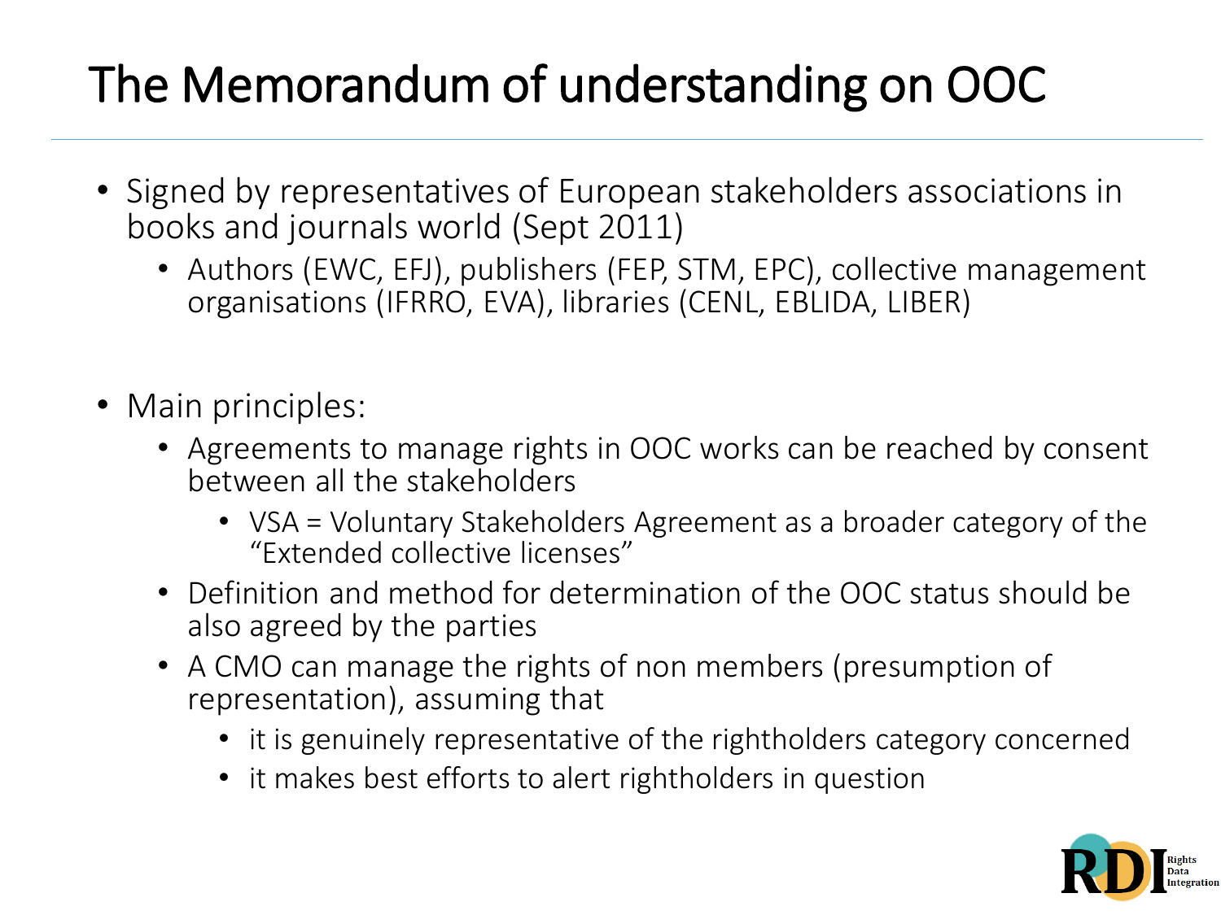# The Memorandum of understanding on OOC

- Signed by representatives of European stakeholders associations in books and journals world (Sept 2011)
  - Authors (EWC, EFJ), publishers (FEP, STM, EPC), collective management organisations (IFRRO, EVA), libraries (CENL, EBLIDA, LIBER)

- Main principles:
  - Agreements to manage rights in OOC works can be reached by consent between all the stakeholders
    - VSA = Voluntary Stakeholders Agreement as a broader category of the "Extended collective licenses"
  - Definition and method for determination of the OOC status should be also agreed by the parties
  - A CMO can manage the rights of non members (presumption of representation), assuming that
    - it is genuinely representative of the rightholders category concerned
    - it makes best efforts to alert rightholders in question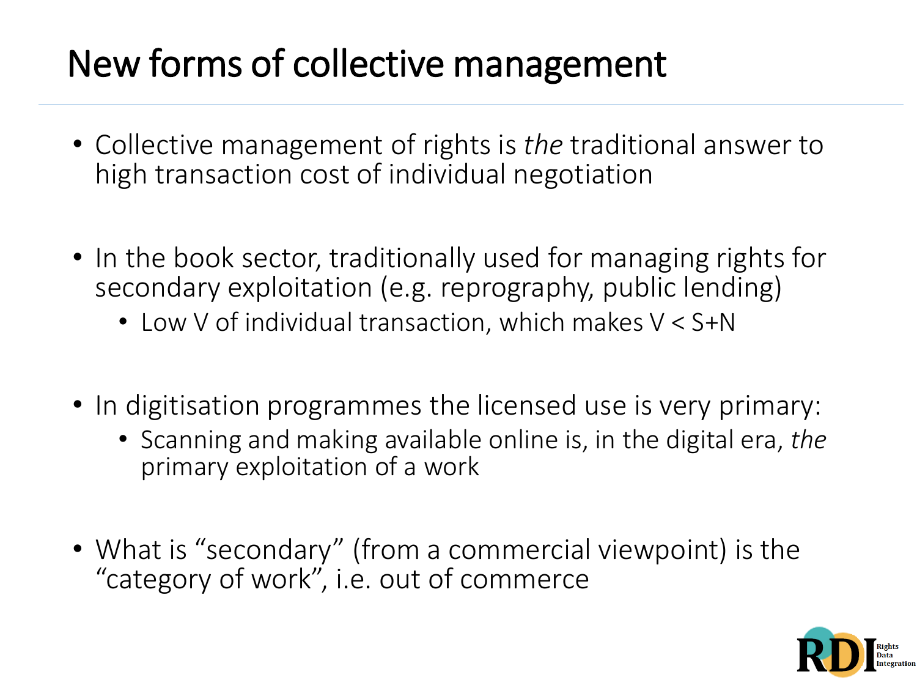# New forms of collective management

- Collective management of rights is *the* traditional answer to high transaction cost of individual negotiation

- In the book sector, traditionally used for managing rights for secondary exploitation (e.g. reprography, public lending)
  - Low $V$ of individual transaction, which makes $V < S+N$

- In digitisation programmes the licensed use is very primary:
  - Scanning and making available online is, in the digital era, *the* primary exploitation of a work

- What is "secondary" (from a commercial viewpoint) is the "category of work", i.e. out of commerce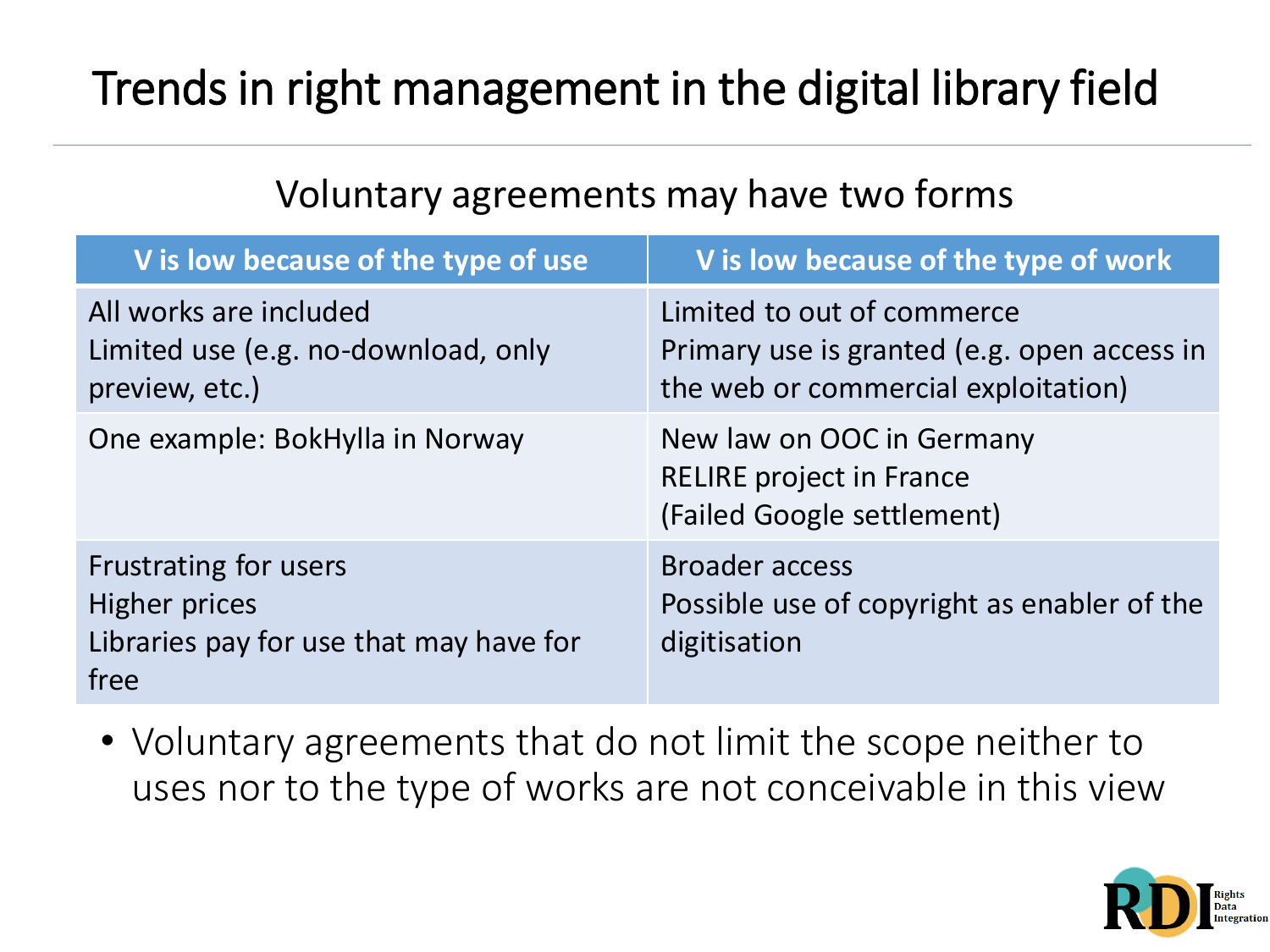# Trends in right management in the digital library field

Voluntary agreements may have two forms

| V is low because of the type of use | V is low because of the type of work |
| --- | --- |
| All works are included<br>Limited use (e.g. no-download, only preview, etc.) | Limited to out of commerce<br>Primary use is granted (e.g. open access in the web or commercial exploitation) |
| One example: BokHylla in Norway | New law on OOC in Germany<br>RELIRE project in France<br>(Failed Google settlement) |
| Frustrating for users<br>Higher prices<br>Libraries pay for use that may have for free | Broader access<br>Possible use of copyright as enabler of the digitisation |

- Voluntary agreements that do not limit the scope neither to uses nor to the type of works are not conceivable in this view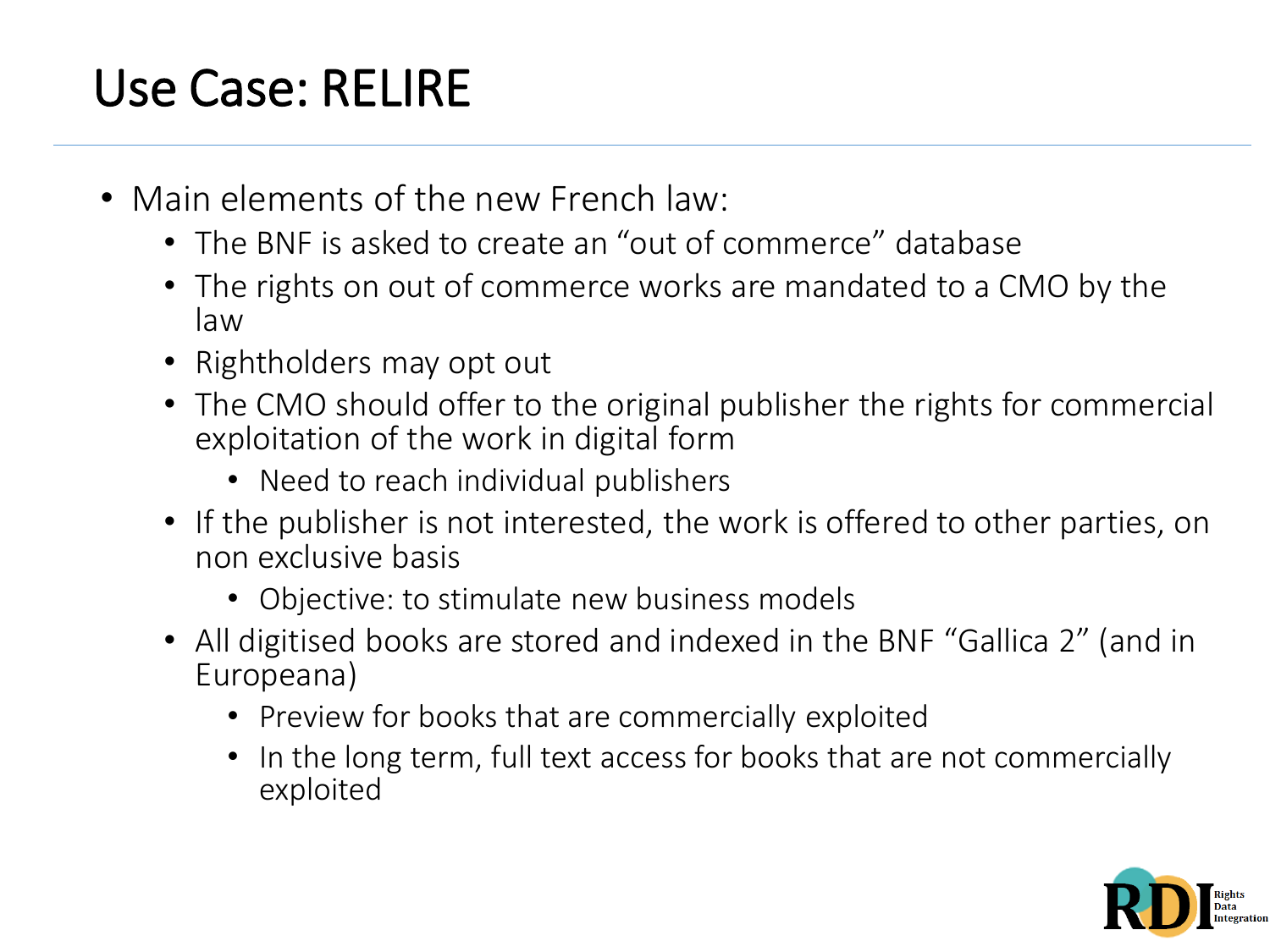# Use Case: RELIRE

- Main elements of the new French law:
  - The BNF is asked to create an “out of commerce” database
  - The rights on out of commerce works are mandated to a CMO by the law
  - Rightholders may opt out
  - The CMO should offer to the original publisher the rights for commercial exploitation of the work in digital form
    - Need to reach individual publishers
  - If the publisher is not interested, the work is offered to other parties, on non exclusive basis
    - Objective: to stimulate new business models
  - All digitised books are stored and indexed in the BNF “Gallica 2” (and in Europeana)
    - Preview for books that are commercially exploited
    - In the long term, full text access for books that are not commercially exploited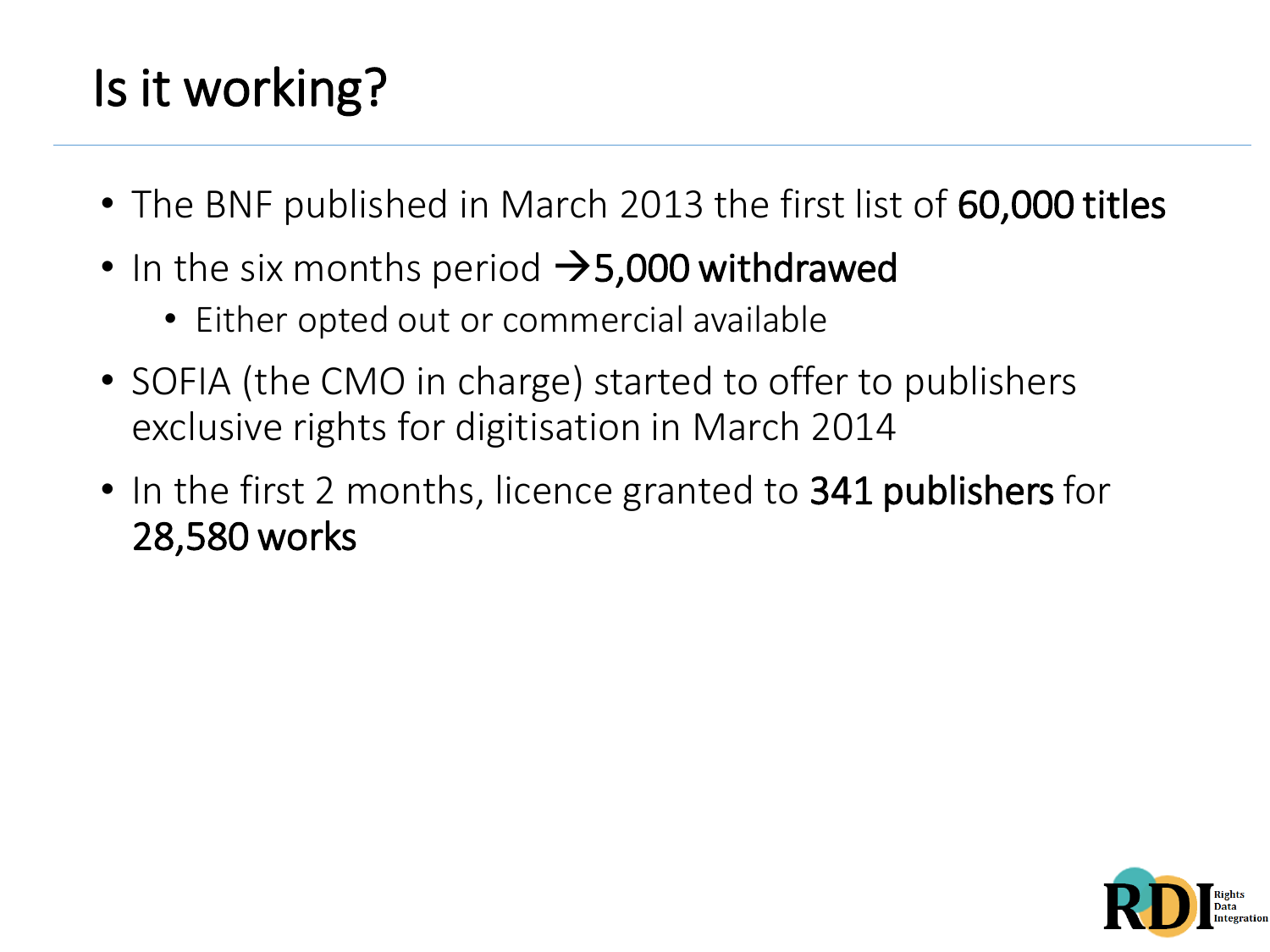# Is it working?

- The BNF published in March 2013 the first list of **60,000 titles**
- In the six months period →**5,000 withdrawed**
  - Either opted out or commercial available
- SOFIA (the CMO in charge) started to offer to publishers exclusive rights for digitisation in March 2014
- In the first 2 months, licence granted to **341 publishers** for **28,580 works**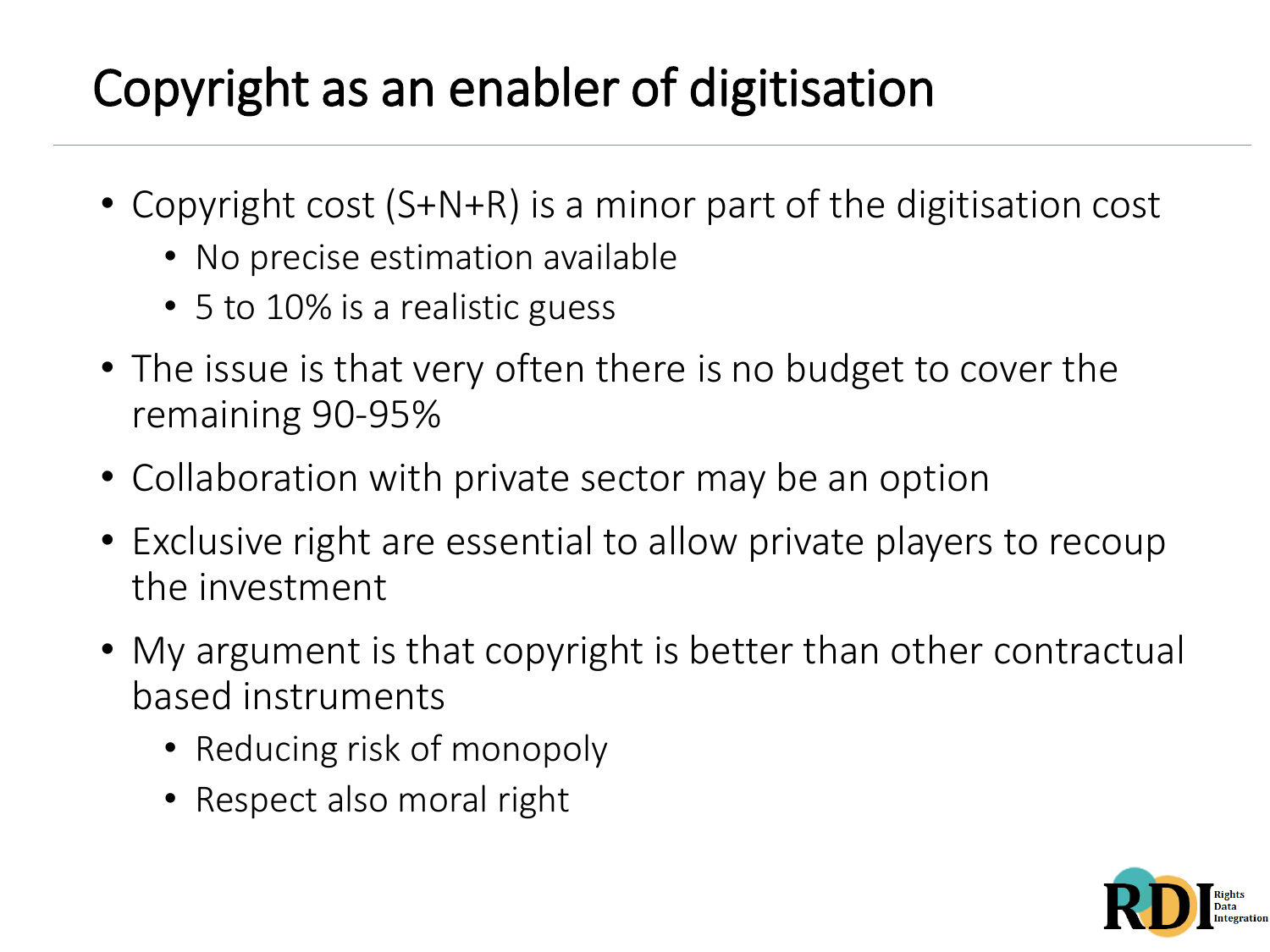# Copyright as an enabler of digitisation

- Copyright cost (S+N+R) is a minor part of the digitisation cost
  - No precise estimation available
  - 5 to 10% is a realistic guess
- The issue is that very often there is no budget to cover the remaining 90-95%
- Collaboration with private sector may be an option
- Exclusive right are essential to allow private players to recoup the investment
- My argument is that copyright is better than other contractual based instruments
  - Reducing risk of monopoly
  - Respect also moral right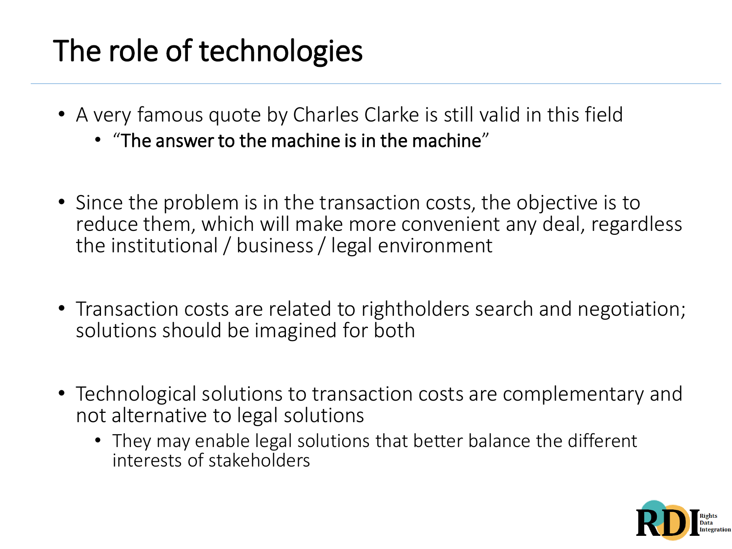# The role of technologies

- A very famous quote by Charles Clarke is still valid in this field
  - "The answer to the machine is in the machine"
- Since the problem is in the transaction costs, the objective is to reduce them, which will make more convenient any deal, regardless the institutional / business / legal environment
- Transaction costs are related to rightholders search and negotiation; solutions should be imagined for both
- Technological solutions to transaction costs are complementary and not alternative to legal solutions
  - They may enable legal solutions that better balance the different interests of stakeholders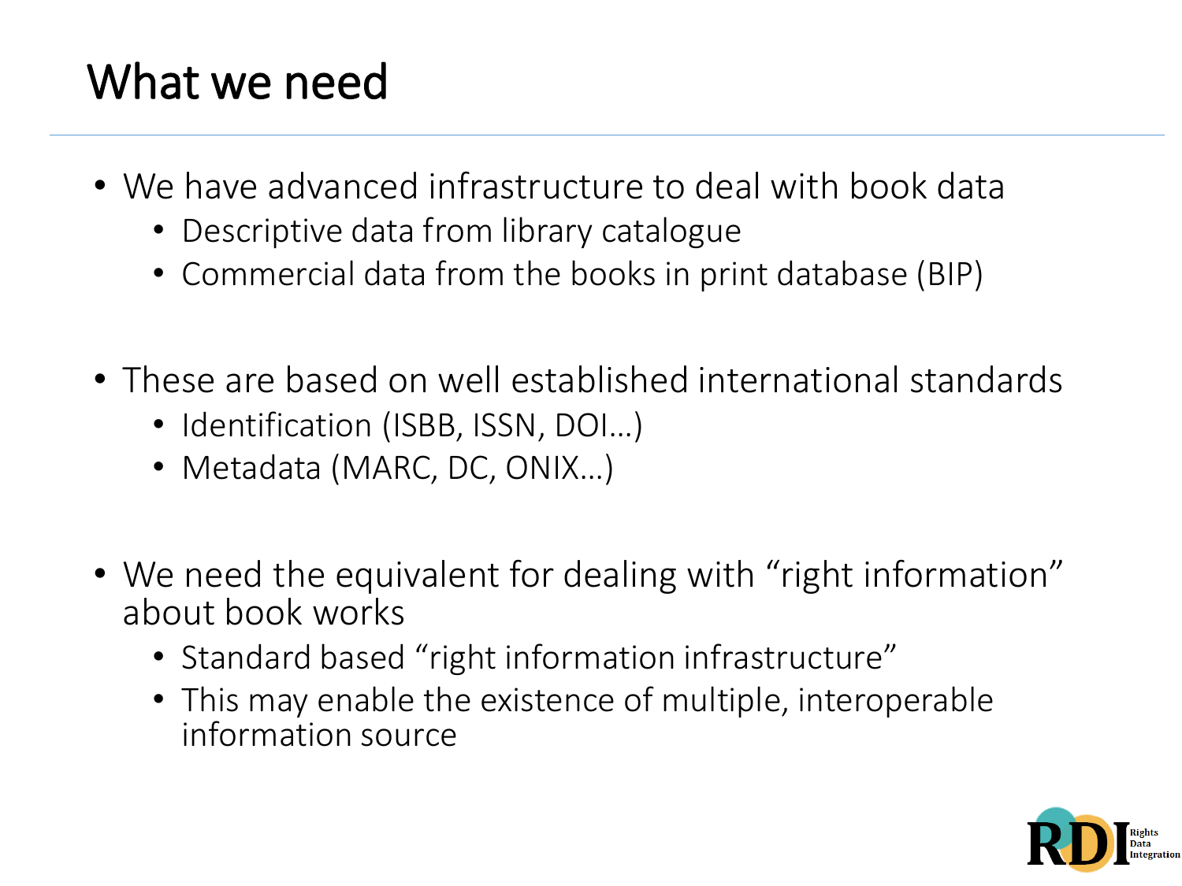# What we need

- We have advanced infrastructure to deal with book data
  - Descriptive data from library catalogue
  - Commercial data from the books in print database (BIP)

- These are based on well established international standards
  - Identification (ISBB, ISSN, DOI…)
  - Metadata (MARC, DC, ONIX…)

- We need the equivalent for dealing with "right information" about book works
  - Standard based "right information infrastructure"
  - This may enable the existence of multiple, interoperable information source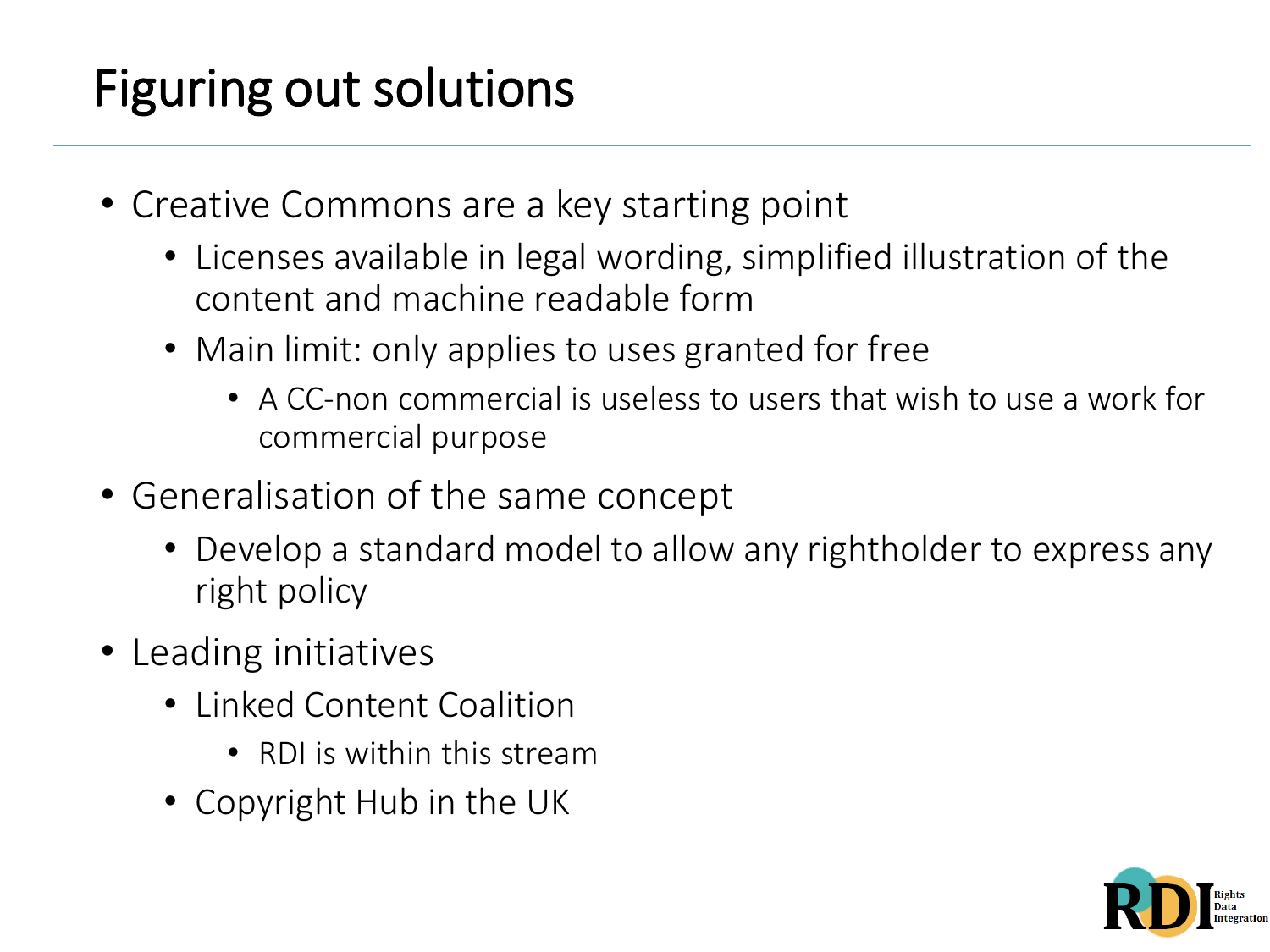# Figuring out solutions

- Creative Commons are a key starting point
  - Licenses available in legal wording, simplified illustration of the content and machine readable form
  - Main limit: only applies to uses granted for free
    - A CC-non commercial is useless to users that wish to use a work for commercial purpose
- Generalisation of the same concept
  - Develop a standard model to allow any rightholder to express any right policy
- Leading initiatives
  - Linked Content Coalition
    - RDI is within this stream
  - Copyright Hub in the UK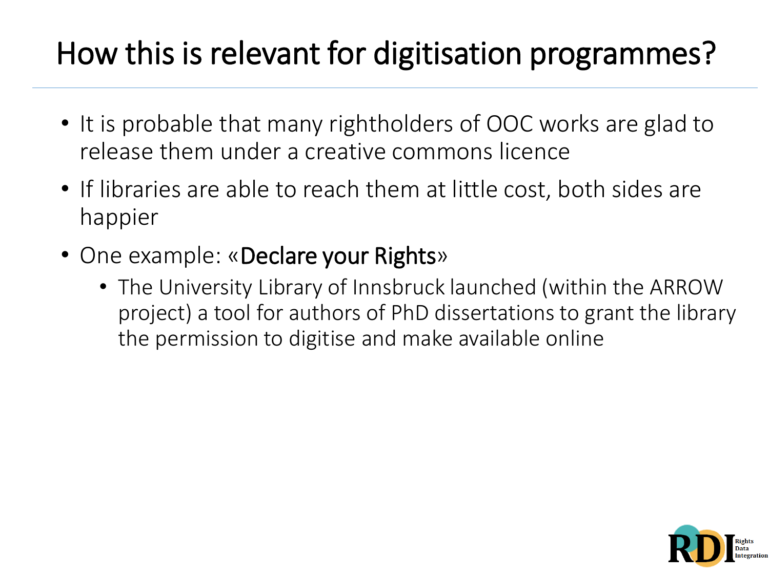# How this is relevant for digitisation programmes?

- It is probable that many rightholders of OOC works are glad to release them under a creative commons licence
- If libraries are able to reach them at little cost, both sides are happier
- One example: «Declare your Rights»
  - The University Library of Innsbruck launched (within the ARROW project) a tool for authors of PhD dissertations to grant the library the permission to digitise and make available online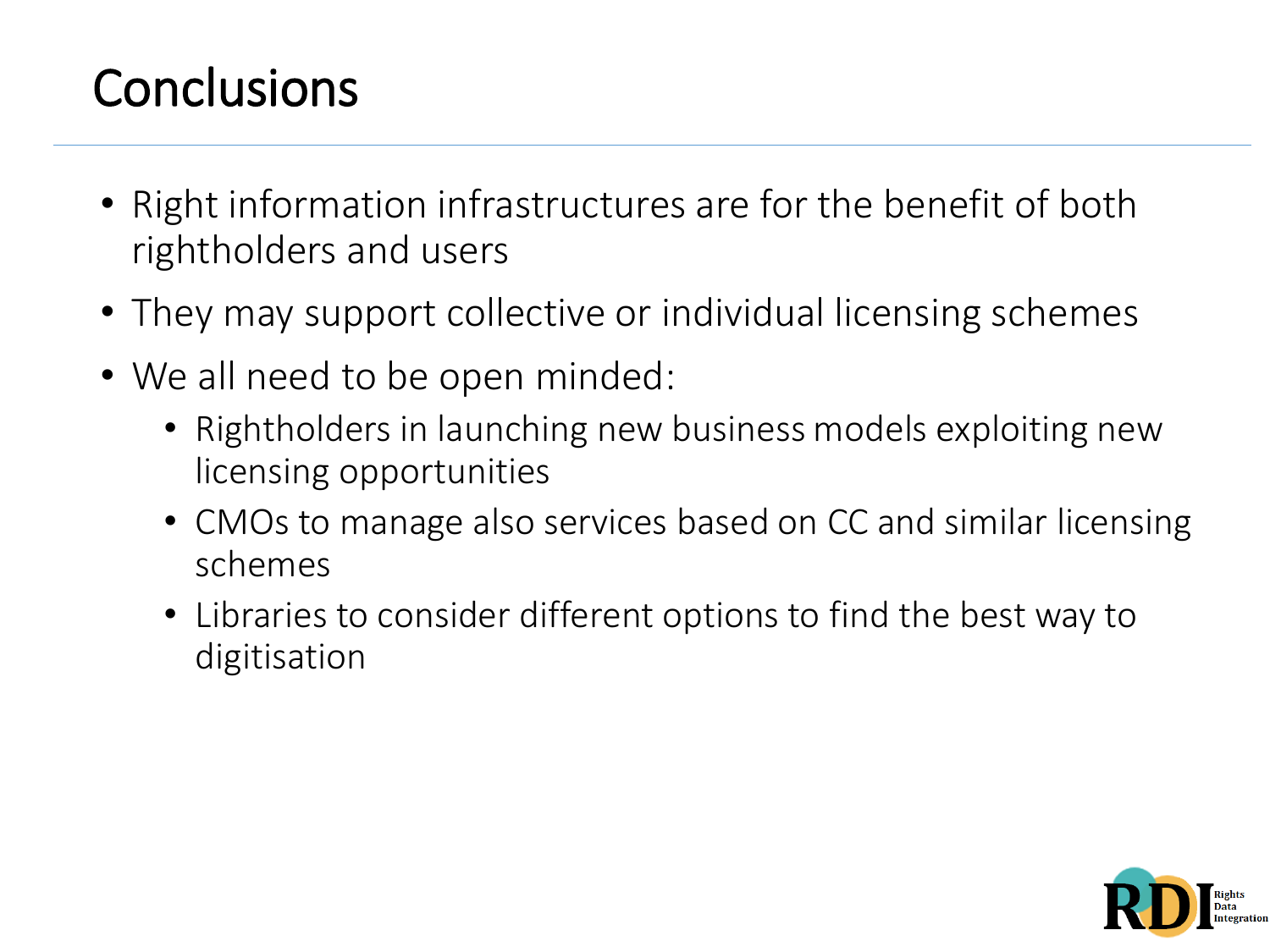# Conclusions

- Right information infrastructures are for the benefit of both rightholders and users
- They may support collective or individual licensing schemes
- We all need to be open minded:
  - Rightholders in launching new business models exploiting new licensing opportunities
  - CMOs to manage also services based on CC and similar licensing schemes
  - Libraries to consider different options to find the best way to digitisation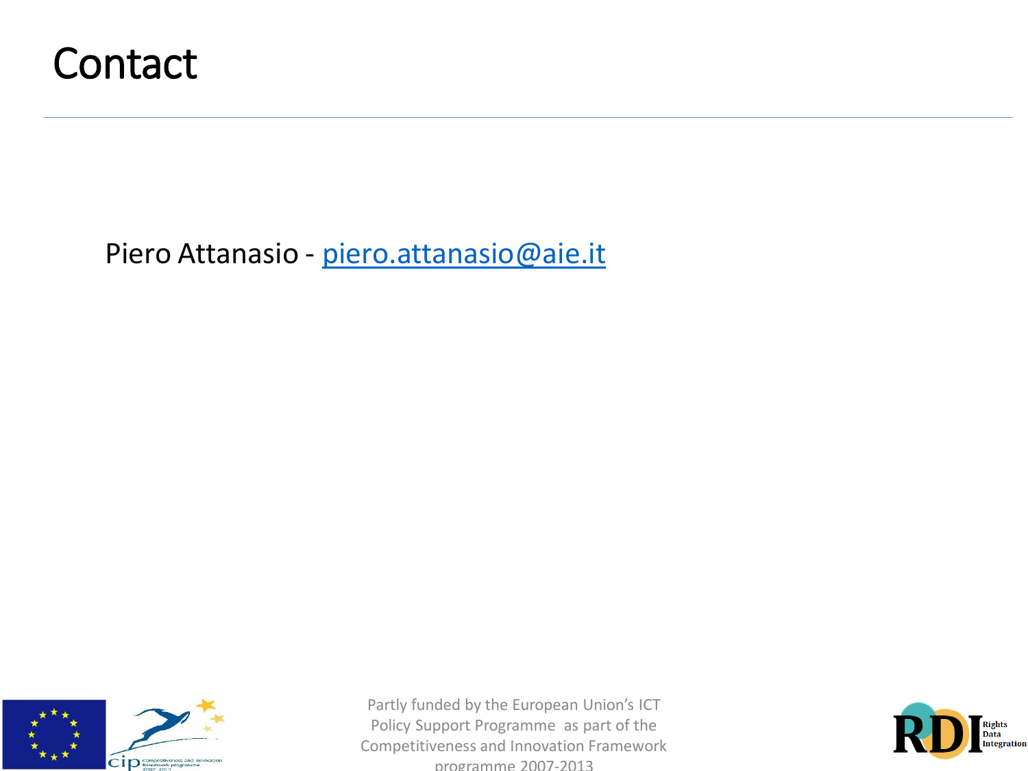# Contact

Piero Attanasio - piero.attanasio@aie.it

Partly funded by the European Union's ICT Policy Support Programme as part of the Competitiveness and Innovation Framework programme 2007-2013